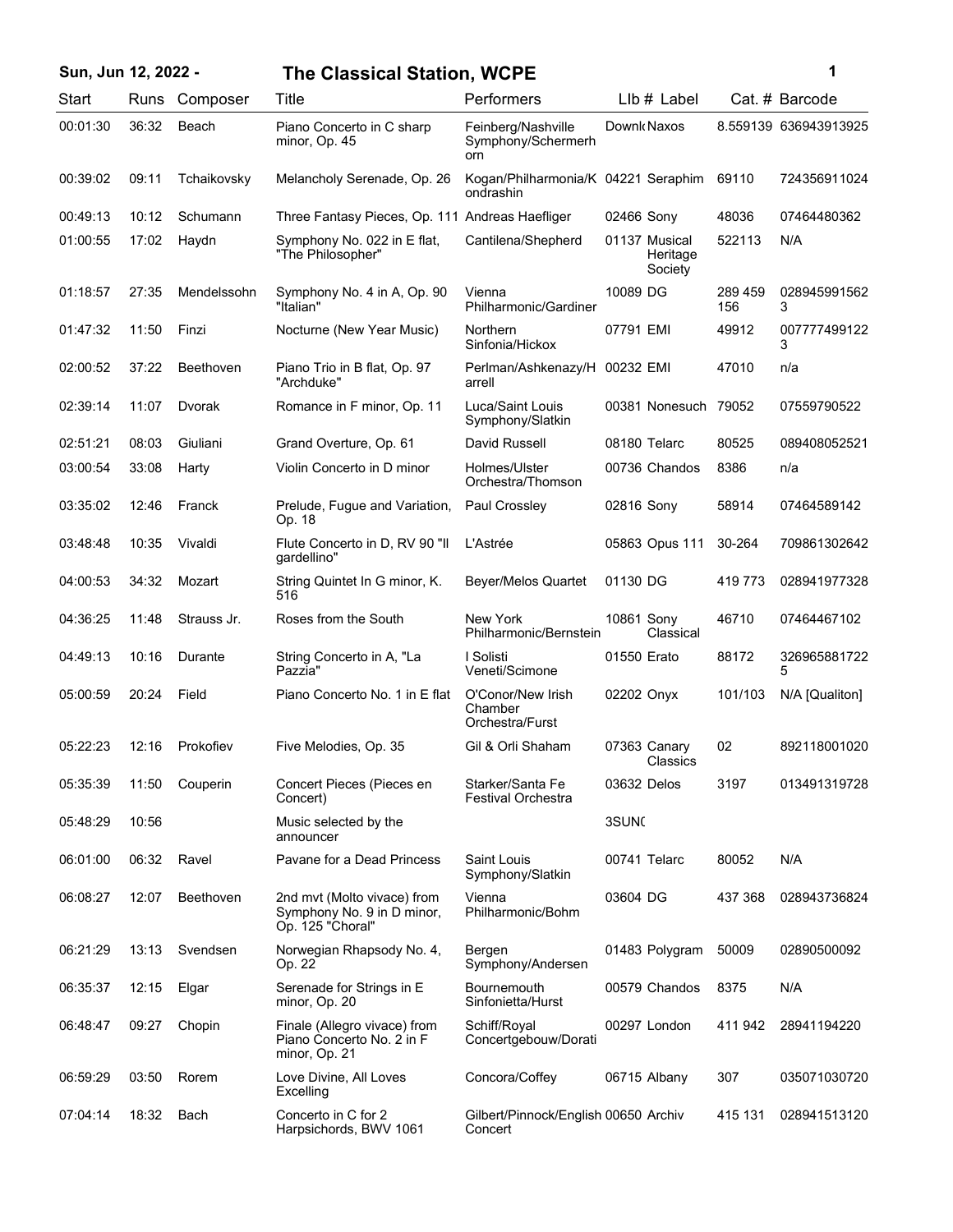# Sun, Jun 12, 2022 - The Classical Station, WCPE

| Start | Runs | Composer | Title | Performers | LIb # | Label | Cat. # | Barcode |
|---|---|---|---|---|---|---|---|---|
| 00:01:30 | 36:32 | Beach | Piano Concerto in C sharp minor, Op. 45 | Feinberg/Nashville Symphony/Schermerhorn | Downl( | Naxos | 8.559139 | 636943913925 |
| 00:39:02 | 09:11 | Tchaikovsky | Melancholy Serenade, Op. 26 | Kogan/Philharmonia/Kondrashin | 04221 | Seraphim | 69110 | 724356911024 |
| 00:49:13 | 10:12 | Schumann | Three Fantasy Pieces, Op. 111 | Andreas Haefliger | 02466 | Sony | 48036 | 07464480362 |
| 01:00:55 | 17:02 | Haydn | Symphony No. 022 in E flat, "The Philosopher" | Cantilena/Shepherd | 01137 | Musical Heritage Society | 522113 | N/A |
| 01:18:57 | 27:35 | Mendelssohn | Symphony No. 4 in A, Op. 90 "Italian" | Vienna Philharmonic/Gardiner | 10089 | DG | 289 459 156 | 0289459915623 |
| 01:47:32 | 11:50 | Finzi | Nocturne (New Year Music) | Northern Sinfonia/Hickox | 07791 | EMI | 49912 | 0077774991223 |
| 02:00:52 | 37:22 | Beethoven | Piano Trio in B flat, Op. 97 "Archduke" | Perlman/Ashkenazy/Harrell | 00232 | EMI | 47010 | n/a |
| 02:39:14 | 11:07 | Dvorak | Romance in F minor, Op. 11 | Luca/Saint Louis Symphony/Slatkin | 00381 | Nonesuch | 79052 | 07559790522 |
| 02:51:21 | 08:03 | Giuliani | Grand Overture, Op. 61 | David Russell | 08180 | Telarc | 80525 | 089408052521 |
| 03:00:54 | 33:08 | Harty | Violin Concerto in D minor | Holmes/Ulster Orchestra/Thomson | 00736 | Chandos | 8386 | n/a |
| 03:35:02 | 12:46 | Franck | Prelude, Fugue and Variation, Op. 18 | Paul Crossley | 02816 | Sony | 58914 | 07464589142 |
| 03:48:48 | 10:35 | Vivaldi | Flute Concerto in D, RV 90 "Il gardellino" | L'Astrée | 05863 | Opus 111 | 30-264 | 709861302642 |
| 04:00:53 | 34:32 | Mozart | String Quintet In G minor, K. 516 | Beyer/Melos Quartet | 01130 | DG | 419 773 | 028941977328 |
| 04:36:25 | 11:48 | Strauss Jr. | Roses from the South | New York Philharmonic/Bernstein | 10861 | Sony Classical | 46710 | 07464467102 |
| 04:49:13 | 10:16 | Durante | String Concerto in A, "La Pazzia" | I Solisti Veneti/Scimone | 01550 | Erato | 88172 | 3269658817225 |
| 05:00:59 | 20:24 | Field | Piano Concerto No. 1 in E flat | O'Conor/New Irish Chamber Orchestra/Furst | 02202 | Onyx | 101/103 | N/A [Qualiton] |
| 05:22:23 | 12:16 | Prokofiev | Five Melodies, Op. 35 | Gil & Orli Shaham | 07363 | Canary Classics | 02 | 892118001020 |
| 05:35:39 | 11:50 | Couperin | Concert Pieces (Pieces en Concert) | Starker/Santa Fe Festival Orchestra | 03632 | Delos | 3197 | 013491319728 |
| 05:48:29 | 10:56 | | Music selected by the announcer | | 3SUN( | | | |
| 06:01:00 | 06:32 | Ravel | Pavane for a Dead Princess | Saint Louis Symphony/Slatkin | 00741 | Telarc | 80052 | N/A |
| 06:08:27 | 12:07 | Beethoven | 2nd mvt (Molto vivace) from Symphony No. 9 in D minor, Op. 125 "Choral" | Vienna Philharmonic/Bohm | 03604 | DG | 437 368 | 028943736824 |
| 06:21:29 | 13:13 | Svendsen | Norwegian Rhapsody No. 4, Op. 22 | Bergen Symphony/Andersen | 01483 | Polygram | 50009 | 02890500092 |
| 06:35:37 | 12:15 | Elgar | Serenade for Strings in E minor, Op. 20 | Bournemouth Sinfonietta/Hurst | 00579 | Chandos | 8375 | N/A |
| 06:48:47 | 09:27 | Chopin | Finale (Allegro vivace) from Piano Concerto No. 2 in F minor, Op. 21 | Schiff/Royal Concertgebouw/Dorati | 00297 | London | 411 942 | 28941194220 |
| 06:59:29 | 03:50 | Rorem | Love Divine, All Loves Excelling | Concora/Coffey | 06715 | Albany | 307 | 035071030720 |
| 07:04:14 | 18:32 | Bach | Concerto in C for 2 Harpsichords, BWV 1061 | Gilbert/Pinnock/English Concert | 00650 | Archiv | 415 131 | 028941513120 |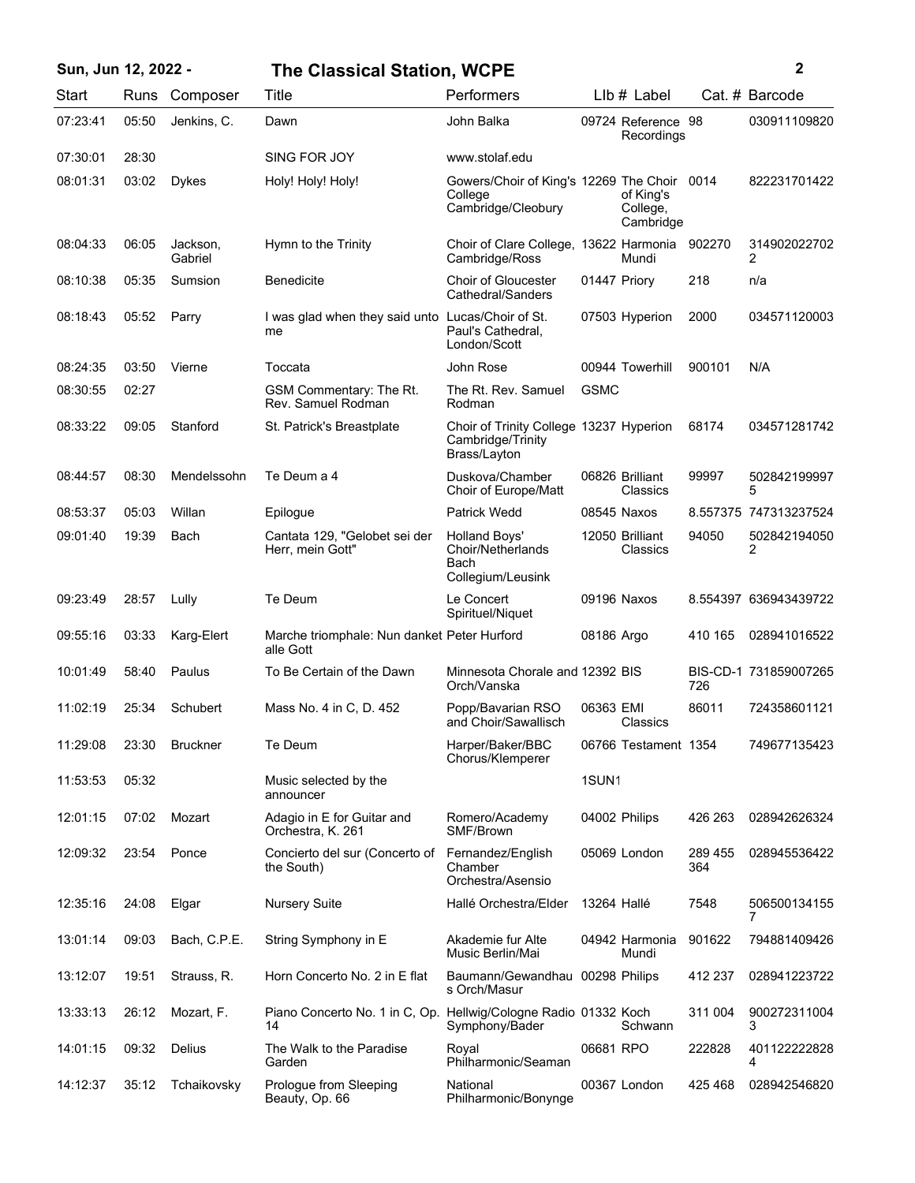| Start | Runs | Composer | Title | Performers | LIb # | Label | Cat. # | Barcode |
|---|---|---|---|---|---|---|---|---|
| 07:23:41 | 05:50 | Jenkins, C. | Dawn | John Balka | 09724 | Reference Recordings | 98 | 030911109820 |
| 07:30:01 | 28:30 | | SING FOR JOY | www.stolaf.edu | | | | |
| 08:01:31 | 03:02 | Dykes | Holy! Holy! Holy! | Gowers/Choir of King's College Cambridge/Cleobury | 12269 | The Choir of King's College, Cambridge | 0014 | 822231701422 |
| 08:04:33 | 06:05 | Jackson, Gabriel | Hymn to the Trinity | Choir of Clare College, Cambridge/Ross | 13622 | Harmonia Mundi | 902270 | 3149020227022 |
| 08:10:38 | 05:35 | Sumsion | Benedicite | Choir of Gloucester Cathedral/Sanders | 01447 | Priory | 218 | n/a |
| 08:18:43 | 05:52 | Parry | I was glad when they said unto me | Lucas/Choir of St. Paul's Cathedral, London/Scott | 07503 | Hyperion | 2000 | 034571120003 |
| 08:24:35 | 03:50 | Vierne | Toccata | John Rose | 00944 | Towerhill | 900101 | N/A |
| 08:30:55 | 02:27 | | GSM Commentary: The Rt. Rev. Samuel Rodman | The Rt. Rev. Samuel Rodman | GSMC | | | |
| 08:33:22 | 09:05 | Stanford | St. Patrick's Breastplate | Choir of Trinity College Cambridge/Trinity Brass/Layton | 13237 | Hyperion | 68174 | 034571281742 |
| 08:44:57 | 08:30 | Mendelssohn | Te Deum a 4 | Duskova/Chamber Choir of Europe/Matt | 06826 | Brilliant Classics | 99997 | 5028421999975 |
| 08:53:37 | 05:03 | Willan | Epilogue | Patrick Wedd | 08545 | Naxos | 8.557375 | 747313237524 |
| 09:01:40 | 19:39 | Bach | Cantata 129, "Gelobet sei der Herr, mein Gott" | Holland Boys' Choir/Netherlands Bach Collegium/Leusink | 12050 | Brilliant Classics | 94050 | 5028421940502 |
| 09:23:49 | 28:57 | Lully | Te Deum | Le Concert Spirituel/Niquet | 09196 | Naxos | 8.554397 | 636943439722 |
| 09:55:16 | 03:33 | Karg-Elert | Marche triomphale: Nun danket alle Gott | Peter Hurford | 08186 | Argo | 410 165 | 028941016522 |
| 10:01:49 | 58:40 | Paulus | To Be Certain of the Dawn | Minnesota Chorale and Orch/Vanska | 12392 | BIS | BIS-CD-1726 | 731859007265 |
| 11:02:19 | 25:34 | Schubert | Mass No. 4 in C, D. 452 | Popp/Bavarian RSO and Choir/Sawallisch | 06363 | EMI Classics | 86011 | 724358601121 |
| 11:29:08 | 23:30 | Bruckner | Te Deum | Harper/Baker/BBC Chorus/Klemperer | 06766 | Testament | 1354 | 749677135423 |
| 11:53:53 | 05:32 | | Music selected by the announcer | | 1SUN1 | | | |
| 12:01:15 | 07:02 | Mozart | Adagio in E for Guitar and Orchestra, K. 261 | Romero/Academy SMF/Brown | 04002 | Philips | 426 263 | 028942626324 |
| 12:09:32 | 23:54 | Ponce | Concierto del sur (Concerto of the South) | Fernandez/English Chamber Orchestra/Asensio | 05069 | London | 289 455 364 | 028945536422 |
| 12:35:16 | 24:08 | Elgar | Nursery Suite | Hallé Orchestra/Elder | 13264 | Hallé | 7548 | 5065001341557 |
| 13:01:14 | 09:03 | Bach, C.P.E. | String Symphony in E | Akademie fur Alte Music Berlin/Mai | 04942 | Harmonia Mundi | 901622 | 794881409426 |
| 13:12:07 | 19:51 | Strauss, R. | Horn Concerto No. 2 in E flat | Baumann/Gewandhaus Orch/Masur | 00298 | Philips | 412 237 | 028941223722 |
| 13:33:13 | 26:12 | Mozart, F. | Piano Concerto No. 1 in C, Op. 14 | Hellwig/Cologne Radio Symphony/Bader | 01332 | Koch Schwann | 311 004 | 9002723110043 |
| 14:01:15 | 09:32 | Delius | The Walk to the Paradise Garden | Royal Philharmonic/Seaman | 06681 | RPO | 222828 | 4011222228284 |
| 14:12:37 | 35:12 | Tchaikovsky | Prologue from Sleeping Beauty, Op. 66 | National Philharmonic/Bonynge | 00367 | London | 425 468 | 028942546820 |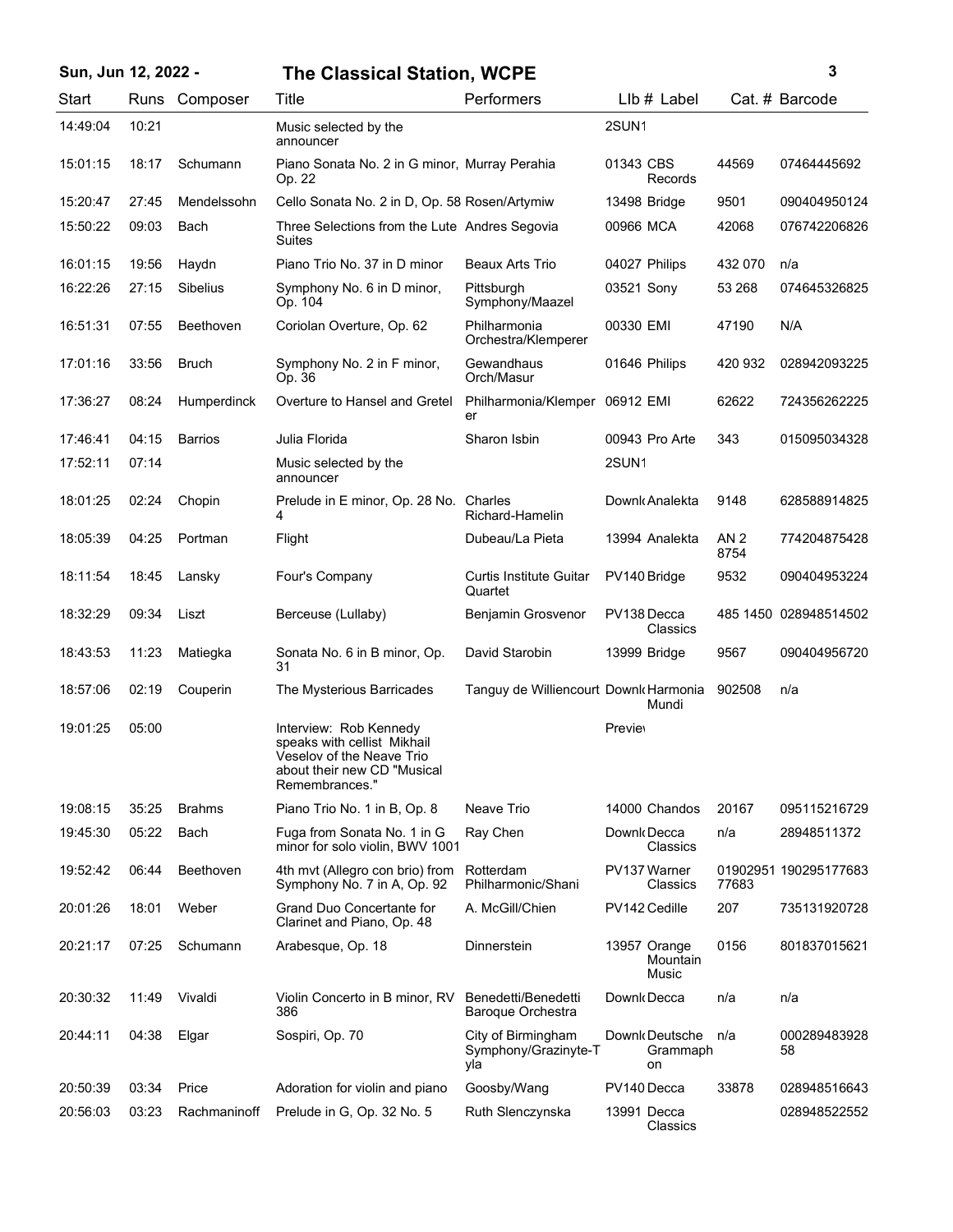**Sun, Jun 12, 2022 -** **The Classical Station, WCPE**

| Start | Runs | Composer | Title | Performers | Llb # | Label | Cat. # | Barcode |
|---|---|---|---|---|---|---|---|---|
| 14:49:04 | 10:21 | | Music selected by the announcer | | 2SUN1 | | | |
| 15:01:15 | 18:17 | Schumann | Piano Sonata No. 2 in G minor, Op. 22 | Murray Perahia | 01343 | CBS Records | 44569 | 07464445692 |
| 15:20:47 | 27:45 | Mendelssohn | Cello Sonata No. 2 in D, Op. 58 | Rosen/Artymiw | 13498 | Bridge | 9501 | 090404950124 |
| 15:50:22 | 09:03 | Bach | Three Selections from the Lute Suites | Andres Segovia | 00966 | MCA | 42068 | 076742206826 |
| 16:01:15 | 19:56 | Haydn | Piano Trio No. 37 in D minor | Beaux Arts Trio | 04027 | Philips | 432 070 | n/a |
| 16:22:26 | 27:15 | Sibelius | Symphony No. 6 in D minor, Op. 104 | Pittsburgh Symphony/Maazel | 03521 | Sony | 53 268 | 074645326825 |
| 16:51:31 | 07:55 | Beethoven | Coriolan Overture, Op. 62 | Philharmonia Orchestra/Klemperer | 00330 | EMI | 47190 | N/A |
| 17:01:16 | 33:56 | Bruch | Symphony No. 2 in F minor, Op. 36 | Gewandhaus Orch/Masur | 01646 | Philips | 420 932 | 028942093225 |
| 17:36:27 | 08:24 | Humperdinck | Overture to Hansel and Gretel | Philharmonia/Klemperer | 06912 | EMI | 62622 | 724356262225 |
| 17:46:41 | 04:15 | Barrios | Julia Florida | Sharon Isbin | 00943 | Pro Arte | 343 | 015095034328 |
| 17:52:11 | 07:14 | | Music selected by the announcer | | 2SUN1 | | | |
| 18:01:25 | 02:24 | Chopin | Prelude in E minor, Op. 28 No. 4 | Charles Richard-Hamelin | Downl | Analekta | 9148 | 628588914825 |
| 18:05:39 | 04:25 | Portman | Flight | Dubeau/La Pieta | 13994 | Analekta | AN 2 8754 | 774204875428 |
| 18:11:54 | 18:45 | Lansky | Four's Company | Curtis Institute Guitar Quartet | PV140 | Bridge | 9532 | 090404953224 |
| 18:32:29 | 09:34 | Liszt | Berceuse (Lullaby) | Benjamin Grosvenor | PV138 | Decca Classics | 485 1450 | 028948514502 |
| 18:43:53 | 11:23 | Matiegka | Sonata No. 6 in B minor, Op. 31 | David Starobin | 13999 | Bridge | 9567 | 090404956720 |
| 18:57:06 | 02:19 | Couperin | The Mysterious Barricades | Tanguy de Williencourt | Downl | Harmonia Mundi | 902508 | n/a |
| 19:01:25 | 05:00 | | Interview: Rob Kennedy speaks with cellist Mikhail Veselov of the Neave Trio about their new CD "Musical Remembrances." | | Previe | | | |
| 19:08:15 | 35:25 | Brahms | Piano Trio No. 1 in B, Op. 8 | Neave Trio | 14000 | Chandos | 20167 | 095115216729 |
| 19:45:30 | 05:22 | Bach | Fuga from Sonata No. 1 in G minor for solo violin, BWV 1001 | Ray Chen | Downl | Decca Classics | n/a | 28948511372 |
| 19:52:42 | 06:44 | Beethoven | 4th mvt (Allegro con brio) from Symphony No. 7 in A, Op. 92 | Rotterdam Philharmonic/Shani | PV137 | Warner Classics | 01902951 77683 | 190295177683 |
| 20:01:26 | 18:01 | Weber | Grand Duo Concertante for Clarinet and Piano, Op. 48 | A. McGill/Chien | PV142 | Cedille | 207 | 735131920728 |
| 20:21:17 | 07:25 | Schumann | Arabesque, Op. 18 | Dinnerstein | 13957 | Orange Mountain Music | 0156 | 801837015621 |
| 20:30:32 | 11:49 | Vivaldi | Violin Concerto in B minor, RV 386 | Benedetti/Benedetti Baroque Orchestra | Downl | Decca | n/a | n/a |
| 20:44:11 | 04:38 | Elgar | Sospiri, Op. 70 | City of Birmingham Symphony/Grazinyte-Tyla | Downl | Deutsche Grammophon | n/a | 000289483928 58 |
| 20:50:39 | 03:34 | Price | Adoration for violin and piano | Goosby/Wang | PV140 | Decca | 33878 | 028948516643 |
| 20:56:03 | 03:23 | Rachmaninoff | Prelude in G, Op. 32 No. 5 | Ruth Slenczynska | 13991 | Decca Classics | | 028948522552 |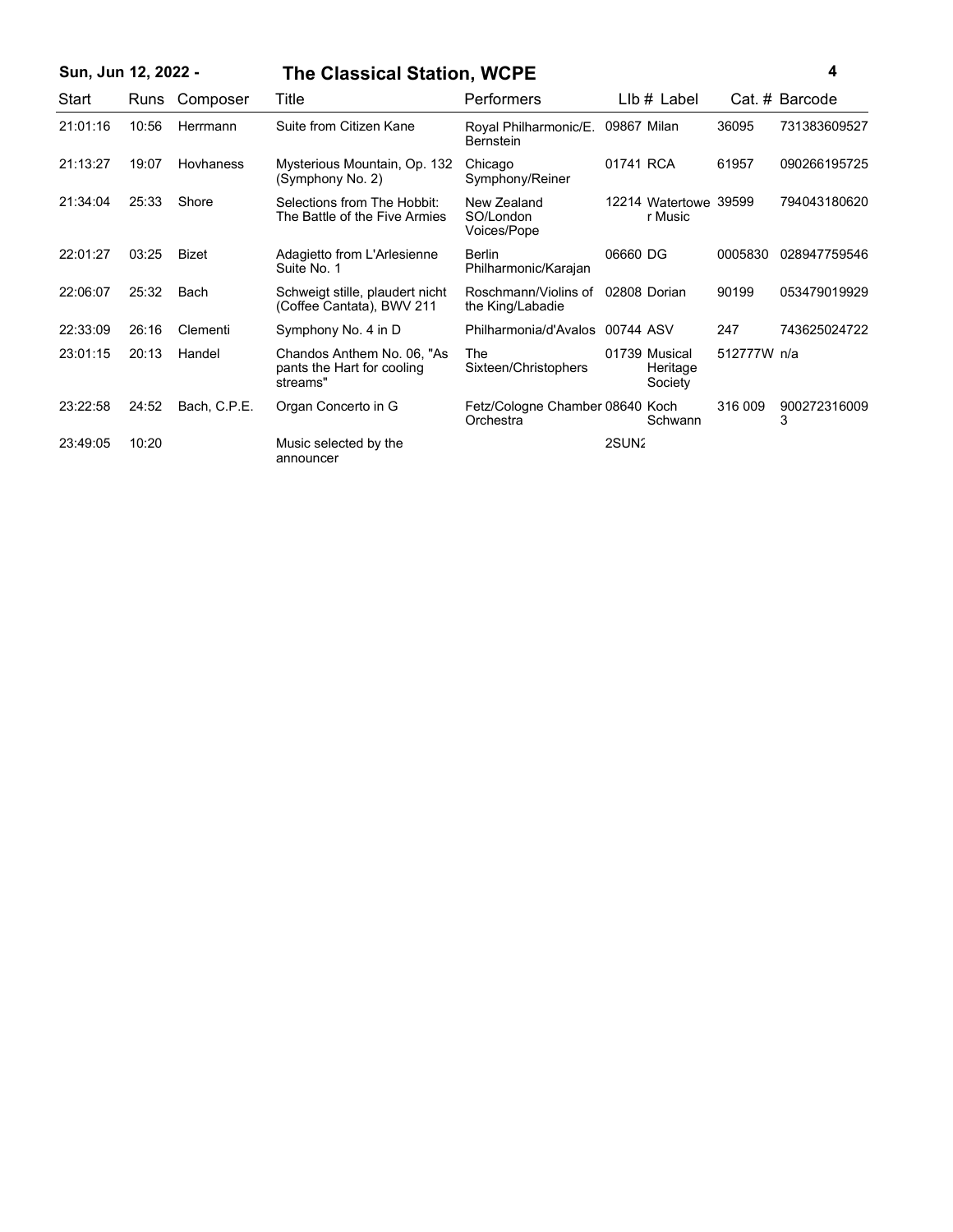**Sun, Jun 12, 2022 -** **The Classical Station, WCPE**

| Start | Runs | Composer | Title | Performers | LIb # | Label | Cat. # | Barcode |
|---|---|---|---|---|---|---|---|---|
| 21:01:16 | 10:56 | Herrmann | Suite from Citizen Kane | Royal Philharmonic/E. Bernstein | 09867 | Milan | 36095 | 731383609527 |
| 21:13:27 | 19:07 | Hovhaness | Mysterious Mountain, Op. 132 (Symphony No. 2) | Chicago Symphony/Reiner | 01741 | RCA | 61957 | 090266195725 |
| 21:34:04 | 25:33 | Shore | Selections from The Hobbit: The Battle of the Five Armies | New Zealand SO/London Voices/Pope | 12214 | Watertower Music | 39599 | 794043180620 |
| 22:01:27 | 03:25 | Bizet | Adagietto from L'Arlesienne Suite No. 1 | Berlin Philharmonic/Karajan | 06660 | DG | 0005830 | 028947759546 |
| 22:06:07 | 25:32 | Bach | Schweigt stille, plaudert nicht (Coffee Cantata), BWV 211 | Roschmann/Violins of the King/Labadie | 02808 | Dorian | 90199 | 053479019929 |
| 22:33:09 | 26:16 | Clementi | Symphony No. 4 in D | Philharmonia/d'Avalos | 00744 | ASV | 247 | 743625024722 |
| 23:01:15 | 20:13 | Handel | Chandos Anthem No. 06, "As pants the Hart for cooling streams" | The Sixteen/Christophers | 01739 | Musical Heritage Society | 512777W | n/a |
| 23:22:58 | 24:52 | Bach, C.P.E. | Organ Concerto in G | Fetz/Cologne Chamber Orchestra | 08640 | Koch Schwann | 316 009 | 9002723160093 |
| 23:49:05 | 10:20 | | Music selected by the announcer | | 2SUN2 | | | |